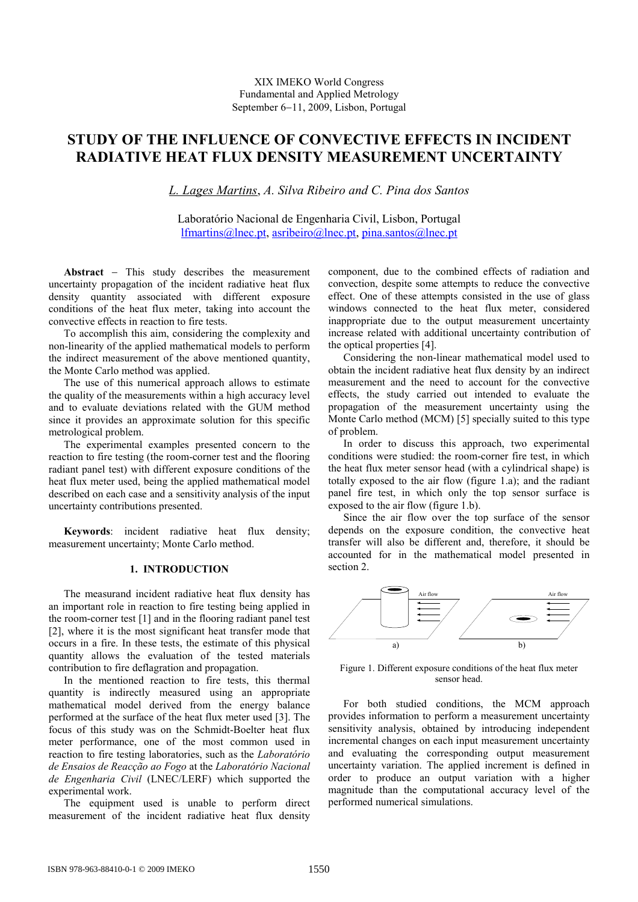XIX IMEKO World Congress
Fundamental and Applied Metrology
September 6−11, 2009, Lisbon, Portugal

# STUDY OF THE INFLUENCE OF CONVECTIVE EFFECTS IN INCIDENT RADIATIVE HEAT FLUX DENSITY MEASUREMENT UNCERTAINTY

*L. Lages Martins*, *A. Silva Ribeiro and C. Pina dos Santos*

Laboratório Nacional de Engenharia Civil, Lisbon, Portugal
lfmartins@lnec.pt, asribeiro@lnec.pt, pina.santos@lnec.pt

**Abstract** − This study describes the measurement uncertainty propagation of the incident radiative heat flux density quantity associated with different exposure conditions of the heat flux meter, taking into account the convective effects in reaction to fire tests.

To accomplish this aim, considering the complexity and non-linearity of the applied mathematical models to perform the indirect measurement of the above mentioned quantity, the Monte Carlo method was applied.

The use of this numerical approach allows to estimate the quality of the measurements within a high accuracy level and to evaluate deviations related with the GUM method since it provides an approximate solution for this specific metrological problem.

The experimental examples presented concern to the reaction to fire testing (the room-corner test and the flooring radiant panel test) with different exposure conditions of the heat flux meter used, being the applied mathematical model described on each case and a sensitivity analysis of the input uncertainty contributions presented.

**Keywords**: incident radiative heat flux density; measurement uncertainty; Monte Carlo method.

## 1. INTRODUCTION

The measurand incident radiative heat flux density has an important role in reaction to fire testing being applied in the room-corner test [1] and in the flooring radiant panel test [2], where it is the most significant heat transfer mode that occurs in a fire. In these tests, the estimate of this physical quantity allows the evaluation of the tested materials contribution to fire deflagration and propagation.

In the mentioned reaction to fire tests, this thermal quantity is indirectly measured using an appropriate mathematical model derived from the energy balance performed at the surface of the heat flux meter used [3]. The focus of this study was on the Schmidt-Boelter heat flux meter performance, one of the most common used in reaction to fire testing laboratories, such as the *Laboratório de Ensaios de Reacção ao Fogo* at the *Laboratório Nacional de Engenharia Civil* (LNEC/LERF) which supported the experimental work.

The equipment used is unable to perform direct measurement of the incident radiative heat flux density component, due to the combined effects of radiation and convection, despite some attempts to reduce the convective effect. One of these attempts consisted in the use of glass windows connected to the heat flux meter, considered inappropriate due to the output measurement uncertainty increase related with additional uncertainty contribution of the optical properties [4].

Considering the non-linear mathematical model used to obtain the incident radiative heat flux density by an indirect measurement and the need to account for the convective effects, the study carried out intended to evaluate the propagation of the measurement uncertainty using the Monte Carlo method (MCM) [5] specially suited to this type of problem.

In order to discuss this approach, two experimental conditions were studied: the room-corner fire test, in which the heat flux meter sensor head (with a cylindrical shape) is totally exposed to the air flow (figure 1.a); and the radiant panel fire test, in which only the top sensor surface is exposed to the air flow (figure 1.b).

Since the air flow over the top surface of the sensor depends on the exposure condition, the convective heat transfer will also be different and, therefore, it should be accounted for in the mathematical model presented in section 2.

Figure 1. Different exposure conditions of the heat flux meter sensor head.

For both studied conditions, the MCM approach provides information to perform a measurement uncertainty sensitivity analysis, obtained by introducing independent incremental changes on each input measurement uncertainty and evaluating the corresponding output measurement uncertainty variation. The applied increment is defined in order to produce an output variation with a higher magnitude than the computational accuracy level of the performed numerical simulations.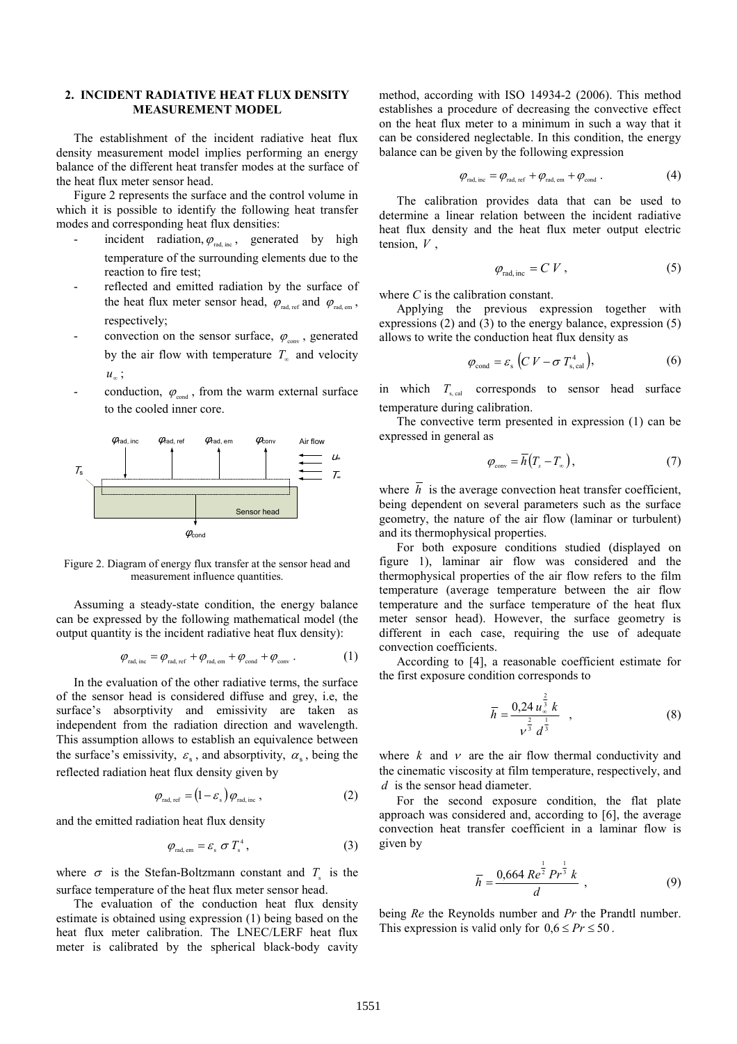## 2. INCIDENT RADIATIVE HEAT FLUX DENSITY MEASUREMENT MODEL

The establishment of the incident radiative heat flux density measurement model implies performing an energy balance of the different heat transfer modes at the surface of the heat flux meter sensor head.

Figure 2 represents the surface and the control volume in which it is possible to identify the following heat transfer modes and corresponding heat flux densities:

- incident radiation, $\varphi_{\text{rad, inc}}$, generated by high temperature of the surrounding elements due to the reaction to fire test;
- reflected and emitted radiation by the surface of the heat flux meter sensor head, $\varphi_{\text{rad, ref}}$ and $\varphi_{\text{rad, em}}$, respectively;
- convection on the sensor surface, $\varphi_{\text{conv}}$, generated by the air flow with temperature $T_\infty$ and velocity $u_\infty$;
- conduction, $\varphi_{\text{cond}}$, from the warm external surface to the cooled inner core.

Figure 2. Diagram of energy flux transfer at the sensor head and measurement influence quantities.

Assuming a steady-state condition, the energy balance can be expressed by the following mathematical model (the output quantity is the incident radiative heat flux density):

$$\varphi_{\text{rad, inc}} = \varphi_{\text{rad, ref}} + \varphi_{\text{rad, em}} + \varphi_{\text{cond}} + \varphi_{\text{conv}} \,. \tag{1}$$

In the evaluation of the other radiative terms, the surface of the sensor head is considered diffuse and grey, i.e, the surface's absorptivity and emissivity are taken as independent from the radiation direction and wavelength. This assumption allows to establish an equivalence between the surface's emissivity, $\varepsilon_{\text{s}}$, and absorptivity, $\alpha_{\text{s}}$, being the reflected radiation heat flux density given by

$$\varphi_{\text{rad, ref}} = \left(1 - \varepsilon_{\text{s}}\right)\varphi_{\text{rad, inc}} \,, \tag{2}$$

and the emitted radiation heat flux density

$$\varphi_{\text{rad, em}} = \varepsilon_{\text{s}}\, \sigma\, T_{\text{s}}^{4} \,, \tag{3}$$

where $\sigma$ is the Stefan-Boltzmann constant and $T_{\text{s}}$ is the surface temperature of the heat flux meter sensor head.

The evaluation of the conduction heat flux density estimate is obtained using expression (1) being based on the heat flux meter calibration. The LNEC/LERF heat flux meter is calibrated by the spherical black-body cavity method, according with ISO 14934-2 (2006). This method establishes a procedure of decreasing the convective effect on the heat flux meter to a minimum in such a way that it can be considered neglectable. In this condition, the energy balance can be given by the following expression

$$\varphi_{\text{rad, inc}} = \varphi_{\text{rad, ref}} + \varphi_{\text{rad, em}} + \varphi_{\text{cond}} \,. \tag{4}$$

The calibration provides data that can be used to determine a linear relation between the incident radiative heat flux density and the heat flux meter output electric tension, $V$,

$$\varphi_{\text{rad, inc}} = C\, V \,, \tag{5}$$

where $C$ is the calibration constant.

Applying the previous expression together with expressions (2) and (3) to the energy balance, expression (5) allows to write the conduction heat flux density as

$$\varphi_{\text{cond}} = \varepsilon_{\text{s}}\left(C\, V - \sigma\, T_{\text{s, cal}}^{4}\right), \tag{6}$$

in which $T_{\text{s, cal}}$ corresponds to sensor head surface temperature during calibration.

The convective term presented in expression (1) can be expressed in general as

$$\varphi_{\text{conv}} = \overline{h}\left(T_s - T_\infty\right), \tag{7}$$

where $\overline{h}$ is the average convection heat transfer coefficient, being dependent on several parameters such as the surface geometry, the nature of the air flow (laminar or turbulent) and its thermophysical properties.

For both exposure conditions studied (displayed on figure 1), laminar air flow was considered and the thermophysical properties of the air flow refers to the film temperature (average temperature between the air flow temperature and the surface temperature of the heat flux meter sensor head). However, the surface geometry is different in each case, requiring the use of adequate convection coefficients.

According to [4], a reasonable coefficient estimate for the first exposure condition corresponds to

$$\overline{h} = \frac{0{,}24\, u_\infty^{\frac{2}{3}}\, k}{\nu^{\frac{2}{3}}\, d^{\frac{1}{3}}} \,, \tag{8}$$

where $k$ and $\nu$ are the air flow thermal conductivity and the cinematic viscosity at film temperature, respectively, and $d$ is the sensor head diameter.

For the second exposure condition, the flat plate approach was considered and, according to [6], the average convection heat transfer coefficient in a laminar flow is given by

$$\overline{h} = \frac{0{,}664\, Re^{\frac{1}{2}}\, Pr^{\frac{1}{3}}\, k}{d} \,, \tag{9}$$

being $Re$ the Reynolds number and $Pr$ the Prandtl number. This expression is valid only for $0{,}6 \le Pr \le 50$.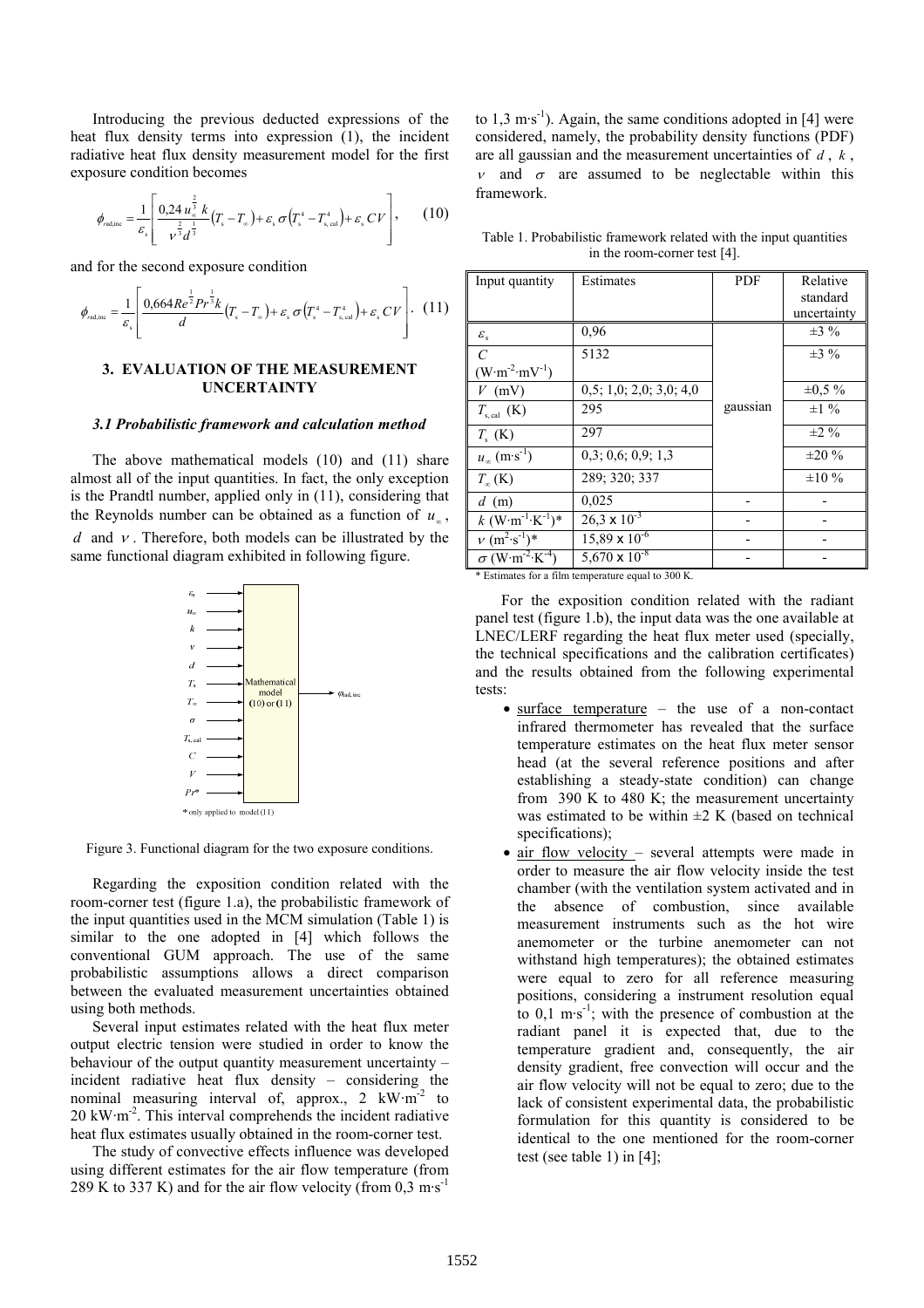Introducing the previous deducted expressions of the heat flux density terms into expression (1), the incident radiative heat flux density measurement model for the first exposure condition becomes

$$\phi_{\text{rad,inc}} = \frac{1}{\varepsilon_s}\left[\frac{0{,}24\, u_\infty^{\frac{2}{3}}\, k}{\nu^{\frac{2}{3}} d^{\frac{1}{3}}}\left(T_s - T_\infty\right) + \varepsilon_s\, \sigma\left(T_s^4 - T_{s,\text{cal}}^4\right) + \varepsilon_s\, C V\right], \quad (10)$$

and for the second exposure condition

$$\phi_{\text{rad,inc}} = \frac{1}{\varepsilon_s}\left[\frac{0{,}664 Re^{\frac{1}{2}} Pr^{\frac{1}{3}} k}{d}\left(T_s - T_\infty\right) + \varepsilon_s\, \sigma\left(T_s^4 - T_{s,\text{cal}}^4\right) + \varepsilon_s\, C V\right]. \quad (11)$$

## 3. EVALUATION OF THE MEASUREMENT UNCERTAINTY

### *3.1 Probabilistic framework and calculation method*

The above mathematical models (10) and (11) share almost all of the input quantities. In fact, the only exception is the Prandtl number, applied only in (11), considering that the Reynolds number can be obtained as a function of $u_\infty$, $d$ and $\nu$. Therefore, both models can be illustrated by the same functional diagram exhibited in following figure.

Figure 3. Functional diagram for the two exposure conditions.

Regarding the exposition condition related with the room-corner test (figure 1.a), the probabilistic framework of the input quantities used in the MCM simulation (Table 1) is similar to the one adopted in [4] which follows the conventional GUM approach. The use of the same probabilistic assumptions allows a direct comparison between the evaluated measurement uncertainties obtained using both methods.

Several input estimates related with the heat flux meter output electric tension were studied in order to know the behaviour of the output quantity measurement uncertainty – incident radiative heat flux density – considering the nominal measuring interval of, approx., 2 kW·m$^{-2}$ to 20 kW·m$^{-2}$. This interval comprehends the incident radiative heat flux estimates usually obtained in the room-corner test.

The study of convective effects influence was developed using different estimates for the air flow temperature (from 289 K to 337 K) and for the air flow velocity (from 0,3 m·s$^{-1}$ to 1,3 m·s$^{-1}$). Again, the same conditions adopted in [4] were considered, namely, the probability density functions (PDF) are all gaussian and the measurement uncertainties of $d$, $k$, $\nu$ and $\sigma$ are assumed to be neglectable within this framework.

Table 1. Probabilistic framework related with the input quantities in the room-corner test [4].

| Input quantity | Estimates | PDF | Relative standard uncertainty |
|---|---|---|---|
| $\varepsilon_s$ | 0,96 | gaussian | ±3 % |
| $C$ (W·m$^{-2}$·mV$^{-1}$) | 5132 | gaussian | ±3 % |
| $V$ (mV) | 0,5; 1,0; 2,0; 3,0; 4,0 | gaussian | ±0,5 % |
| $T_{s,\text{cal}}$ (K) | 295 | gaussian | ±1 % |
| $T_s$ (K) | 297 | gaussian | ±2 % |
| $u_\infty$ (m·s$^{-1}$) | 0,3; 0,6; 0,9; 1,3 | gaussian | ±20 % |
| $T_\infty$ (K) | 289; 320; 337 | gaussian | ±10 % |
| $d$ (m) | 0,025 | - | - |
| $k$ (W·m$^{-1}$·K$^{-1}$)* | 26,3 x 10$^{-3}$ | - | - |
| $\nu$ (m$^2$·s$^{-1}$)* | 15,89 x 10$^{-6}$ | - | - |
| $\sigma$ (W·m$^{-2}$·K$^{-4}$) | 5,670 x 10$^{-8}$ | - | - |

\* Estimates for a film temperature equal to 300 K.

For the exposition condition related with the radiant panel test (figure 1.b), the input data was the one available at LNEC/LERF regarding the heat flux meter used (specially, the technical specifications and the calibration certificates) and the results obtained from the following experimental tests:

- surface temperature – the use of a non-contact infrared thermometer has revealed that the surface temperature estimates on the heat flux meter sensor head (at the several reference positions and after establishing a steady-state condition) can change from 390 K to 480 K; the measurement uncertainty was estimated to be within ±2 K (based on technical specifications);
- air flow velocity – several attempts were made in order to measure the air flow velocity inside the test chamber (with the ventilation system activated and in the absence of combustion, since available measurement instruments such as the hot wire anemometer or the turbine anemometer can not withstand high temperatures); the obtained estimates were equal to zero for all reference measuring positions, considering a instrument resolution equal to 0,1 m·s$^{-1}$; with the presence of combustion at the radiant panel it is expected that, due to the temperature gradient and, consequently, the air density gradient, free convection will occur and the air flow velocity will not be equal to zero; due to the lack of consistent experimental data, the probabilistic formulation for this quantity is considered to be identical to the one mentioned for the room-corner test (see table 1) in [4];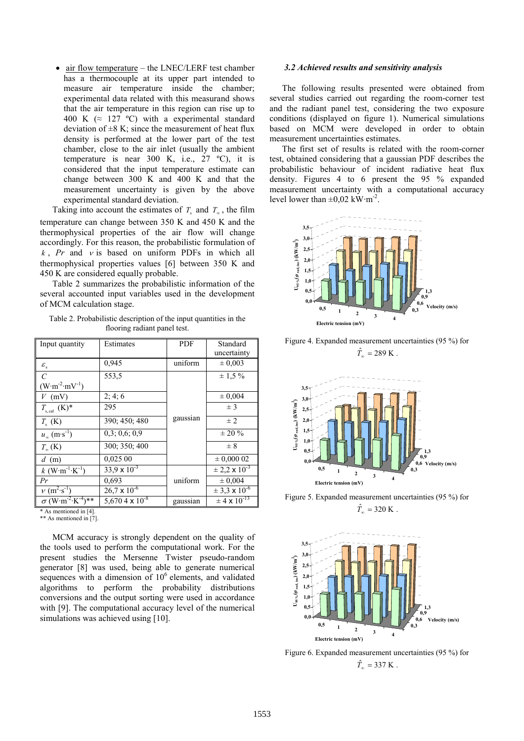- air flow temperature – the LNEC/LERF test chamber has a thermocouple at its upper part intended to measure air temperature inside the chamber; experimental data related with this measurand shows that the air temperature in this region can rise up to 400 K (≈ 127 ºC) with a experimental standard deviation of ±8 K; since the measurement of heat flux density is performed at the lower part of the test chamber, close to the air inlet (usually the ambient temperature is near 300 K, i.e., 27 ºC), it is considered that the input temperature estimate can change between 300 K and 400 K and that the measurement uncertainty is given by the above experimental standard deviation.

Taking into account the estimates of $T_s$ and $T_\infty$, the film temperature can change between 350 K and 450 K and the thermophysical properties of the air flow will change accordingly. For this reason, the probabilistic formulation of $k$, $Pr$ and $\nu$ is based on uniform PDFs in which all thermophysical properties values [6] between 350 K and 450 K are considered equally probable.

Table 2 summarizes the probabilistic information of the several accounted input variables used in the development of MCM calculation stage.

Table 2. Probabilistic description of the input quantities in the flooring radiant panel test.

| Input quantity | Estimates | PDF | Standard uncertainty |
|---|---|---|---|
| $\varepsilon_s$ | 0,945 | uniform | ± 0,003 |
| $C$ (W·m$^{-2}$·mV$^{-1}$) | 553,5 | gaussian | ± 1,5 % |
| $V$ (mV) | 2; 4; 6 | | ± 0,004 |
| $T_{s,\,cal}$ (K)* | 295 | | ± 3 |
| $T_s$ (K) | 390; 450; 480 | | ± 2 |
| $u_\infty$ (m·s$^{-1}$) | 0,3; 0,6; 0,9 | | ± 20 % |
| $T_\infty$ (K) | 300; 350; 400 | | ± 8 |
| $d$ (m) | 0,025 00 | | ± 0,000 02 |
| $k$ (W·m$^{-1}$·K$^{-1}$) | 33,9 x 10$^{-3}$ | uniform | ± 2,2 x 10$^{-3}$ |
| $Pr$ | 0,693 | | ± 0,004 |
| $\nu$ (m$^2$·s$^{-1}$) | 26,7 x 10$^{-6}$ | | ± 3,3 x 10$^{-6}$ |
| $\sigma$ (W·m$^{-2}$·K$^{-4}$)** | 5,670 4 x 10$^{-8}$ | gaussian | ± 4 x 10$^{-13}$ |

\* As mentioned in [4].
\*\* As mentioned in [7].

MCM accuracy is strongly dependent on the quality of the tools used to perform the computational work. For the present studies the Mersenne Twister pseudo-random generator [8] was used, being able to generate numerical sequences with a dimension of $10^6$ elements, and validated algorithms to perform the probability distributions conversions and the output sorting were used in accordance with [9]. The computational accuracy level of the numerical simulations was achieved using [10].

### 3.2 Achieved results and sensitivity analysis

The following results presented were obtained from several studies carried out regarding the room-corner test and the radiant panel test, considering the two exposure conditions (displayed on figure 1). Numerical simulations based on MCM were developed in order to obtain measurement uncertainties estimates.

The first set of results is related with the room-corner test, obtained considering that a gaussian PDF describes the probabilistic behaviour of incident radiative heat flux density. Figures 4 to 6 present the 95 % expanded measurement uncertainty with a computational accuracy level lower than ±0,02 kW·m$^{-2}$.

Figure 4. Expanded measurement uncertainties (95 %) for $\hat{T}_\infty = 289$ K .

Figure 5. Expanded measurement uncertainties (95 %) for $\hat{T}_\infty = 320$ K .

Figure 6. Expanded measurement uncertainties (95 %) for $\hat{T}_\infty = 337$ K .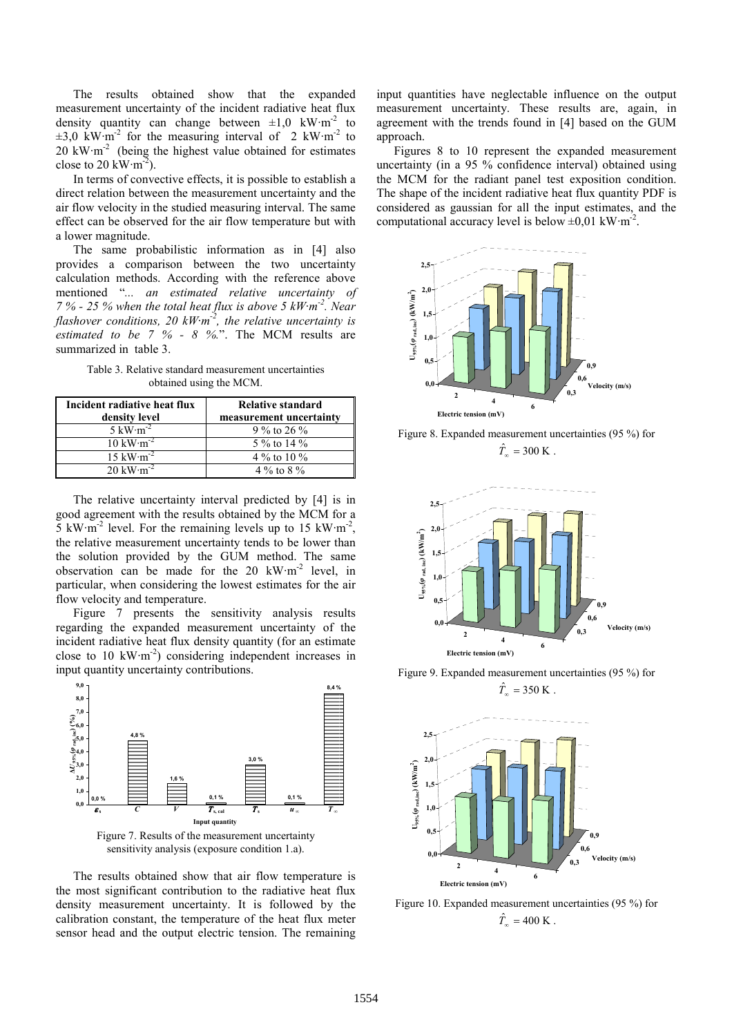The results obtained show that the expanded measurement uncertainty of the incident radiative heat flux density quantity can change between ±1,0 kW·m$^{-2}$ to ±3,0 kW·m$^{-2}$ for the measuring interval of 2 kW·m$^{-2}$ to 20 kW·m$^{-2}$ (being the highest value obtained for estimates close to 20 kW·m$^{-2}$).

In terms of convective effects, it is possible to establish a direct relation between the measurement uncertainty and the air flow velocity in the studied measuring interval. The same effect can be observed for the air flow temperature but with a lower magnitude.

The same probabilistic information as in [4] also provides a comparison between the two uncertainty calculation methods. According with the reference above mentioned "*... an estimated relative uncertainty of 7 % - 25 % when the total heat flux is above 5 kW·m$^{-2}$. Near flashover conditions, 20 kW·m$^{-2}$, the relative uncertainty is estimated to be 7 % - 8 %.*". The MCM results are summarized in table 3.

Table 3. Relative standard measurement uncertainties obtained using the MCM.

| Incident radiative heat flux density level | Relative standard measurement uncertainty |
|---|---|
| 5 kW·m$^{-2}$ | 9 % to 26 % |
| 10 kW·m$^{-2}$ | 5 % to 14 % |
| 15 kW·m$^{-2}$ | 4 % to 10 % |
| 20 kW·m$^{-2}$ | 4 % to 8 % |

The relative uncertainty interval predicted by [4] is in good agreement with the results obtained by the MCM for a 5 kW·m$^{-2}$ level. For the remaining levels up to 15 kW·m$^{-2}$, the relative measurement uncertainty tends to be lower than the solution provided by the GUM method. The same observation can be made for the 20 kW·m$^{-2}$ level, in particular, when considering the lowest estimates for the air flow velocity and temperature.

Figure 7 presents the sensitivity analysis results regarding the expanded measurement uncertainty of the incident radiative heat flux density quantity (for an estimate close to 10 kW·m$^{-2}$) considering independent increases in input quantity uncertainty contributions.

Figure 7. Results of the measurement uncertainty sensitivity analysis (exposure condition 1.a).

The results obtained show that air flow temperature is the most significant contribution to the radiative heat flux density measurement uncertainty. It is followed by the calibration constant, the temperature of the heat flux meter sensor head and the output electric tension. The remaining input quantities have neglectable influence on the output measurement uncertainty. These results are, again, in agreement with the trends found in [4] based on the GUM approach.

Figures 8 to 10 represent the expanded measurement uncertainty (in a 95 % confidence interval) obtained using the MCM for the radiant panel test exposition condition. The shape of the incident radiative heat flux quantity PDF is considered as gaussian for all the input estimates, and the computational accuracy level is below ±0,01 kW·m$^{-2}$.

Figure 8. Expanded measurement uncertainties (95 %) for $\hat{T}_{\infty} = 300$ K .

Figure 9. Expanded measurement uncertainties (95 %) for $\hat{T}_{\infty} = 350$ K .

Figure 10. Expanded measurement uncertainties (95 %) for $\hat{T}_{\infty} = 400$ K .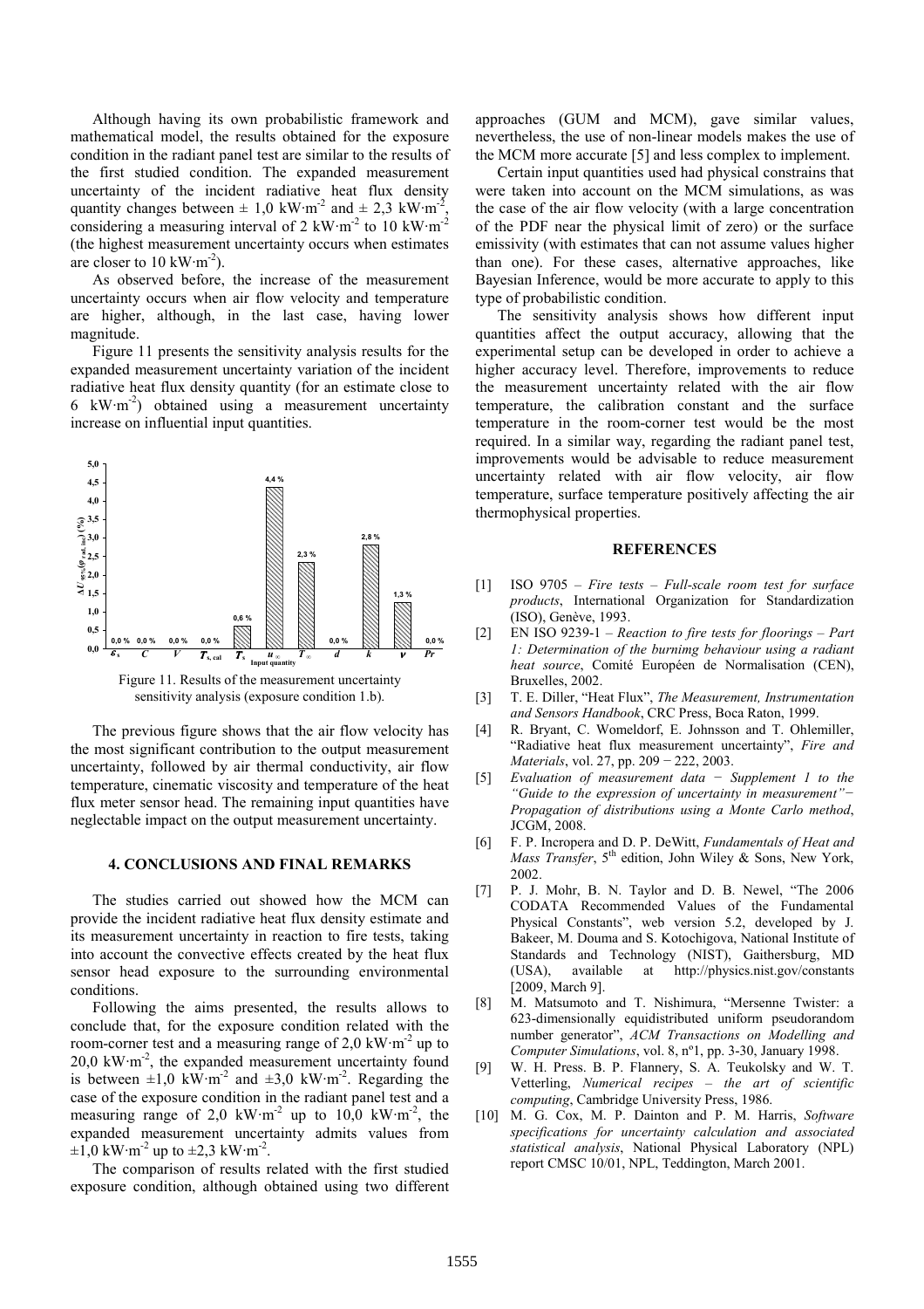Although having its own probabilistic framework and mathematical model, the results obtained for the exposure condition in the radiant panel test are similar to the results of the first studied condition. The expanded measurement uncertainty of the incident radiative heat flux density quantity changes between $\pm$ 1,0 kW·m$^{-2}$ and $\pm$ 2,3 kW·m$^{-2}$, considering a measuring interval of 2 kW·m$^{-2}$ to 10 kW·m$^{-2}$ (the highest measurement uncertainty occurs when estimates are closer to 10 kW·m$^{-2}$).

As observed before, the increase of the measurement uncertainty occurs when air flow velocity and temperature are higher, although, in the last case, having lower magnitude.

Figure 11 presents the sensitivity analysis results for the expanded measurement uncertainty variation of the incident radiative heat flux density quantity (for an estimate close to 6 kW·m$^{-2}$) obtained using a measurement uncertainty increase on influential input quantities.

$\Delta U_{95\%}(\varphi_{\mathrm{rad,\,inc}})$ (%)

5,0
4,5
4,0
3,5
3,0
2,5
2,0
1,5
1,0
0,5
0,0

0,0 %, 0,0 %, 0,0 %, 0,0 %, 0,6 %, 4,4 %, 2,3 %, 0,0 %, 2,8 %, 1,3 %, 0,0 %

$\varepsilon_s$, $C$, $V$, $T_{s,\,cal}$, $T_s$, $u_\infty$, $T_\infty$, $d$, $k$, $\nu$, $Pr$

Input quantity

Figure 11. Results of the measurement uncertainty sensitivity analysis (exposure condition 1.b).

The previous figure shows that the air flow velocity has the most significant contribution to the output measurement uncertainty, followed by air thermal conductivity, air flow temperature, cinematic viscosity and temperature of the heat flux meter sensor head. The remaining input quantities have neglectable impact on the output measurement uncertainty.

## 4. CONCLUSIONS AND FINAL REMARKS

The studies carried out showed how the MCM can provide the incident radiative heat flux density estimate and its measurement uncertainty in reaction to fire tests, taking into account the convective effects created by the heat flux sensor head exposure to the surrounding environmental conditions.

Following the aims presented, the results allows to conclude that, for the exposure condition related with the room-corner test and a measuring range of 2,0 kW·m$^{-2}$ up to 20,0 kW·m$^{-2}$, the expanded measurement uncertainty found is between $\pm$1,0 kW·m$^{-2}$ and $\pm$3,0 kW·m$^{-2}$. Regarding the case of the exposure condition in the radiant panel test and a measuring range of 2,0 kW·m$^{-2}$ up to 10,0 kW·m$^{-2}$, the expanded measurement uncertainty admits values from $\pm$1,0 kW·m$^{-2}$ up to $\pm$2,3 kW·m$^{-2}$.

The comparison of results related with the first studied exposure condition, although obtained using two different approaches (GUM and MCM), gave similar values, nevertheless, the use of non-linear models makes the use of the MCM more accurate [5] and less complex to implement.

Certain input quantities used had physical constrains that were taken into account on the MCM simulations, as was the case of the air flow velocity (with a large concentration of the PDF near the physical limit of zero) or the surface emissivity (with estimates that can not assume values higher than one). For these cases, alternative approaches, like Bayesian Inference, would be more accurate to apply to this type of probabilistic condition.

The sensitivity analysis shows how different input quantities affect the output accuracy, allowing that the experimental setup can be developed in order to achieve a higher accuracy level. Therefore, improvements to reduce the measurement uncertainty related with the air flow temperature, the calibration constant and the surface temperature in the room-corner test would be the most required. In a similar way, regarding the radiant panel test, improvements would be advisable to reduce measurement uncertainty related with air flow velocity, air flow temperature, surface temperature positively affecting the air thermophysical properties.

## REFERENCES

[1] ISO 9705 – *Fire tests – Full-scale room test for surface products*, International Organization for Standardization (ISO), Genève, 1993.

[2] EN ISO 9239-1 – *Reaction to fire tests for floorings – Part 1: Determination of the burnimg behaviour using a radiant heat source*, Comité Européen de Normalisation (CEN), Bruxelles, 2002.

[3] T. E. Diller, "Heat Flux", *The Measurement, Instrumentation and Sensors Handbook*, CRC Press, Boca Raton, 1999.

[4] R. Bryant, C. Womeldorf, E. Johnsson and T. Ohlemiller, "Radiative heat flux measurement uncertainty", *Fire and Materials*, vol. 27, pp. 209 − 222, 2003.

[5] *Evaluation of measurement data − Supplement 1 to the "Guide to the expression of uncertainty in measurement"− Propagation of distributions using a Monte Carlo method*, JCGM, 2008.

[6] F. P. Incropera and D. P. DeWitt, *Fundamentals of Heat and Mass Transfer*, 5th edition, John Wiley & Sons, New York, 2002.

[7] P. J. Mohr, B. N. Taylor and D. B. Newel, "The 2006 CODATA Recommended Values of the Fundamental Physical Constants", web version 5.2, developed by J. Bakeer, M. Douma and S. Kotochigova, National Institute of Standards and Technology (NIST), Gaithersburg, MD (USA), available at http://physics.nist.gov/constants [2009, March 9].

[8] M. Matsumoto and T. Nishimura, "Mersenne Twister: a 623-dimensionally equidistributed uniform pseudorandom number generator", *ACM Transactions on Modelling and Computer Simulations*, vol. 8, nº1, pp. 3-30, January 1998.

[9] W. H. Press. B. P. Flannery, S. A. Teukolsky and W. T. Vetterling, *Numerical recipes – the art of scientific computing*, Cambridge University Press, 1986.

[10] M. G. Cox, M. P. Dainton and P. M. Harris, *Software specifications for uncertainty calculation and associated statistical analysis*, National Physical Laboratory (NPL) report CMSC 10/01, NPL, Teddington, March 2001.